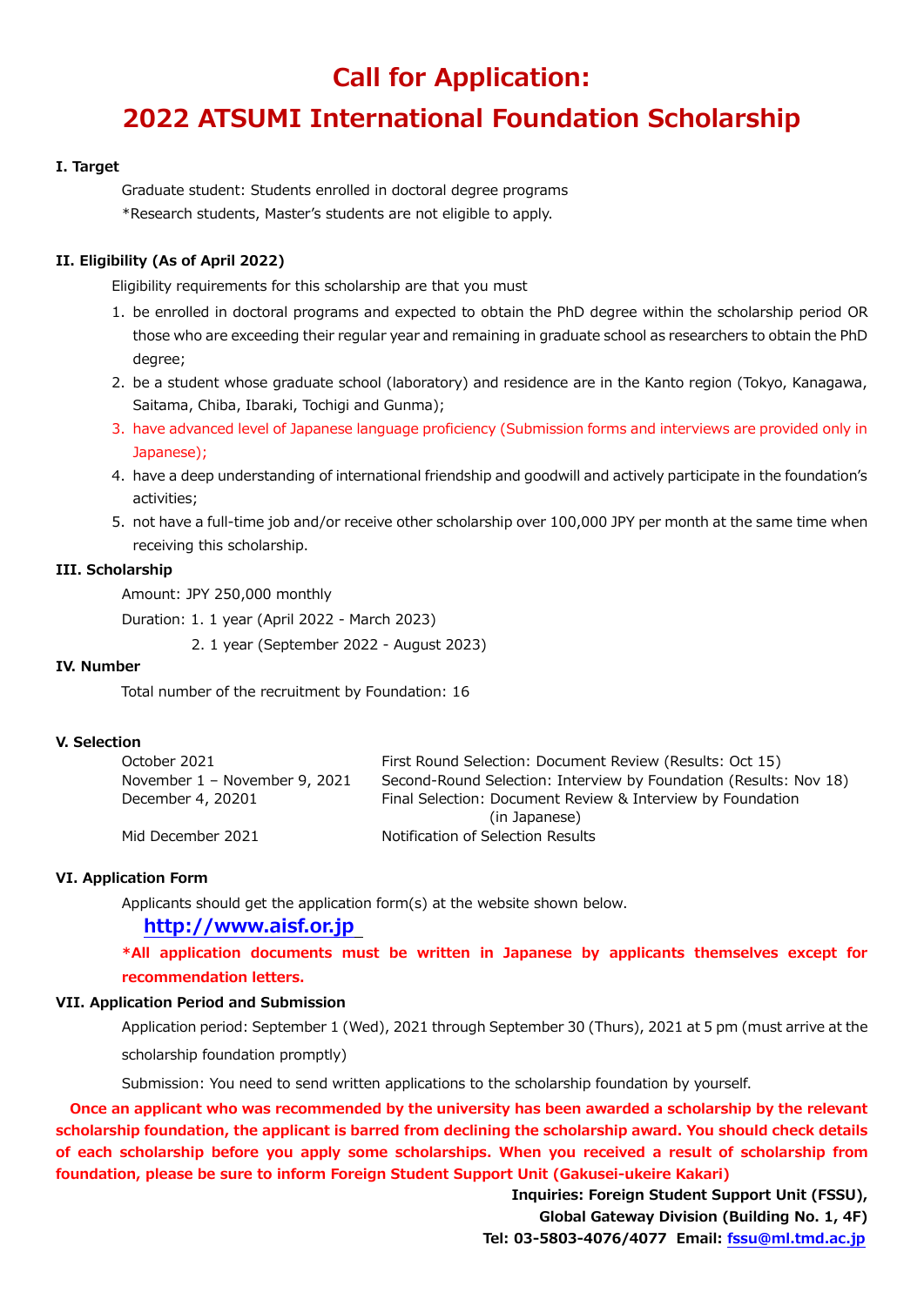# Call for Application:

# 2022 ATSUMI International Foundation Scholarship

### I. Target

Graduate student: Students enrolled in doctoral degree programs

*Research students, Master's students are not eligible to apply.

### II. Eligibility (As of April 2022)

Eligibility requirements for this scholarship are that you must

1. be enrolled in doctoral programs and expected to obtain the PhD degree within the scholarship period OR those who are exceeding their regular year and remaining in graduate school as researchers to obtain the PhD degree;
2. be a student whose graduate school (laboratory) and residence are in the Kanto region (Tokyo, Kanagawa, Saitama, Chiba, Ibaraki, Tochigi and Gunma);
3. have advanced level of Japanese language proficiency (Submission forms and interviews are provided only in Japanese);
4. have a deep understanding of international friendship and goodwill and actively participate in the foundation's activities;
5. not have a full-time job and/or receive other scholarship over 100,000 JPY per month at the same time when receiving this scholarship.

### III. Scholarship

Amount: JPY 250,000 monthly

Duration: 1. 1 year (April 2022 - March 2023)

2. 1 year (September 2022 - August 2023)

### IV. Number

Total number of the recruitment by Foundation: 16

### V. Selection

| | |
|---|---|
| October 2021 | First Round Selection: Document Review (Results: Oct 15) |
| November 1 – November 9, 2021 | Second-Round Selection: Interview by Foundation (Results: Nov 18) |
| December 4, 20201 | Final Selection: Document Review & Interview by Foundation (in Japanese) |
| Mid December 2021 | Notification of Selection Results |

### VI. Application Form

Applicants should get the application form(s) at the website shown below.

**http://www.aisf.or.jp**

**\*All application documents must be written in Japanese by applicants themselves except for recommendation letters.**

### VII. Application Period and Submission

Application period: September 1 (Wed), 2021 through September 30 (Thurs), 2021 at 5 pm (must arrive at the scholarship foundation promptly)

Submission: You need to send written applications to the scholarship foundation by yourself.

**Once an applicant who was recommended by the university has been awarded a scholarship by the relevant scholarship foundation, the applicant is barred from declining the scholarship award. You should check details of each scholarship before you apply some scholarships. When you received a result of scholarship from foundation, please be sure to inform Foreign Student Support Unit (Gakusei-ukeire Kakari)**

**Inquiries: Foreign Student Support Unit (FSSU),**
**Global Gateway Division (Building No. 1, 4F)**
**Tel: 03-5803-4076/4077 Email: fssu@ml.tmd.ac.jp**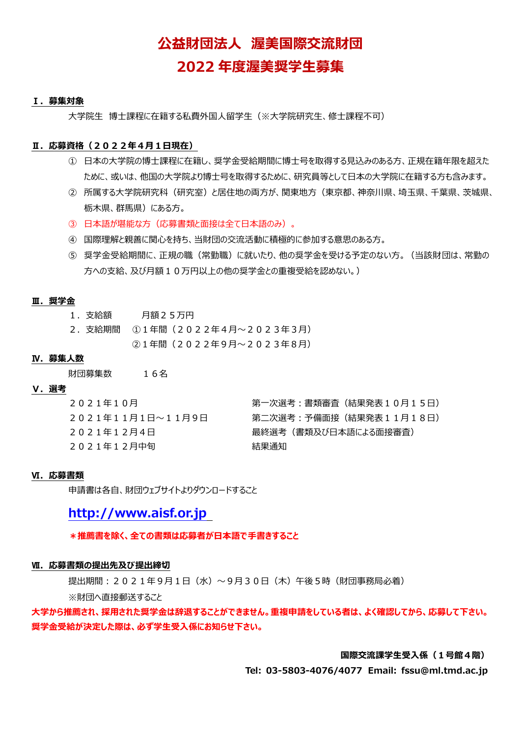# 公益財団法人　渥美国際交流財団
# 2022 年度渥美奨学生募集

**Ⅰ．募集対象**

大学院生　博士課程に在籍する私費外国人留学生（※大学院研究生、修士課程不可）

**Ⅱ．応募資格（２０２２年４月１日現在）**

① 日本の大学院の博士課程に在籍し、奨学金受給期間に博士号を取得する見込みのある方、正規在籍年限を超えたために、或いは、他国の大学院より博士号を取得するために、研究員等として日本の大学院に在籍する方も含みます。
② 所属する大学院研究科（研究室）と居住地の両方が、関東地方（東京都、神奈川県、埼玉県、千葉県、茨城県、栃木県、群馬県）にある方。
③ 日本語が堪能な方（応募書類と面接は全て日本語のみ）。
④ 国際理解と親善に関心を持ち、当財団の交流活動に積極的に参加する意思のある方。
⑤ 奨学金受給期間に、正規の職（常勤職）に就いたり、他の奨学金を受ける予定のない方。（当該財団は、常勤の方への支給、及び月額１０万円以上の他の奨学金との重複受給を認めない。）

**Ⅲ．奨学金**

1．支給額　　月額２５万円
2．支給期間　①１年間（２０２２年４月～２０２３年３月）
　　　　　　　②１年間（２０２２年９月～２０２３年８月）

**Ⅳ．募集人数**

財団募集数　　１６名

**Ⅴ．選考**

| | |
|---|---|
| ２０２１年１０月 | 第一次選考：書類審査（結果発表１０月１５日） |
| ２０２１年１１月１日～１１月９日 | 第二次選考：予備面接（結果発表１１月１８日） |
| ２０２１年１２月４日 | 最終選考（書類及び日本語による面接審査） |
| ２０２１年１２月中旬 | 結果通知 |

**Ⅵ．応募書類**

申請書は各自、財団ウェブサイトよりダウンロードすること

**http://www.aisf.or.jp**

**＊推薦書を除く、全ての書類は応募者が日本語で手書きすること**

**Ⅶ．応募書類の提出先及び提出締切**

提出期間：２０２１年９月１日（水）～９月３０日（木）午後５時（財団事務局必着）

※財団へ直接郵送すること

**大学から推薦され、採用された奨学金は辞退することができません。重複申請をしている者は、よく確認してから、応募して下さい。奨学金受給が決定した際は、必ず学生受入係にお知らせ下さい。**

**国際交流課学生受入係（１号館４階）**
**Tel: 03-5803-4076/4077　Email: fssu@ml.tmd.ac.jp**